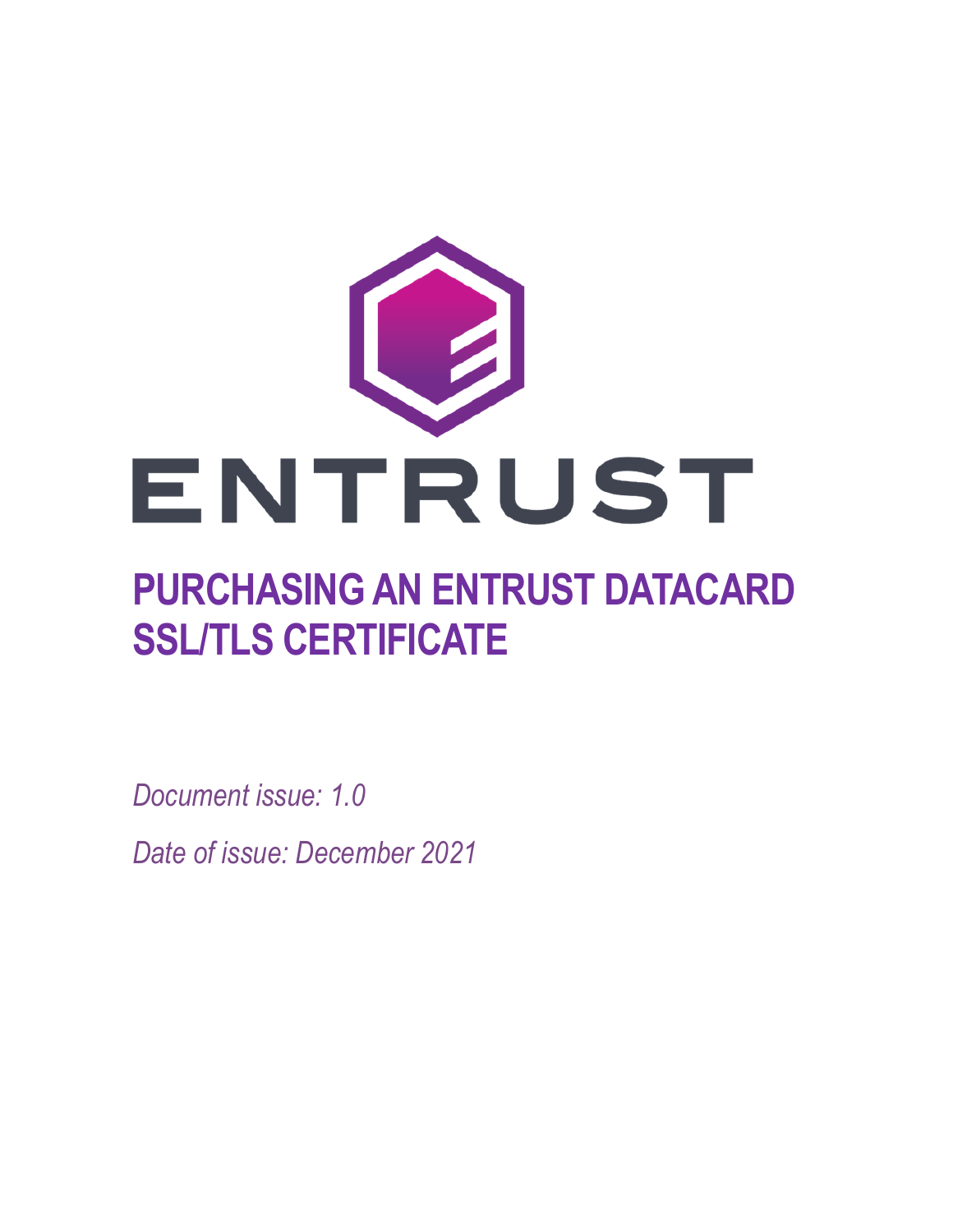ENTRUST

# PURCHASING AN ENTRUST DATACARD SSL/TLS CERTIFICATE

*Document issue: 1.0*

*Date of issue: December 2021*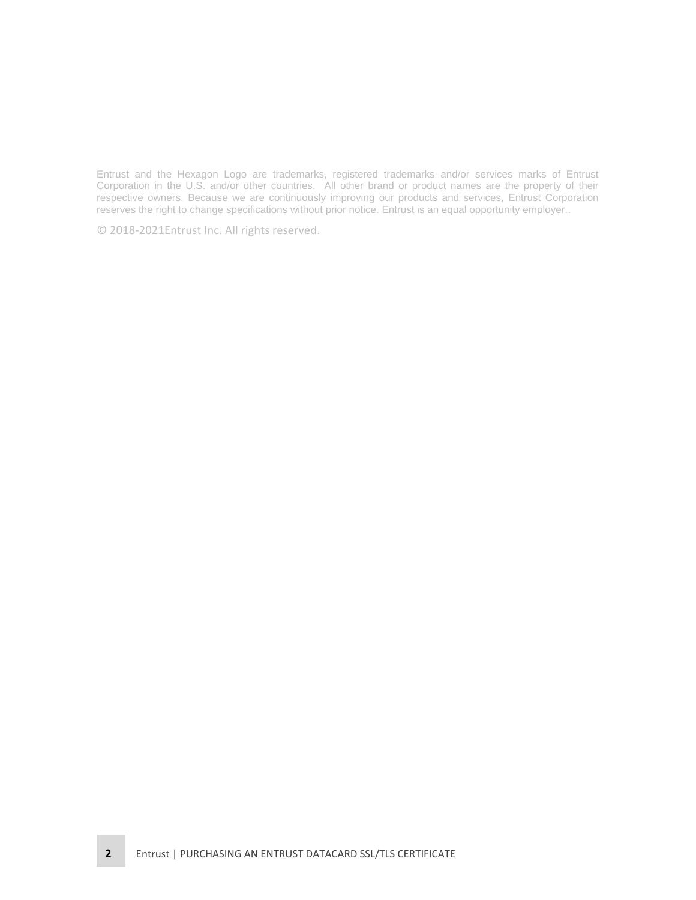Entrust and the Hexagon Logo are trademarks, registered trademarks and/or services marks of Entrust Corporation in the U.S. and/or other countries. All other brand or product names are the property of their respective owners. Because we are continuously improving our products and services, Entrust Corporation reserves the right to change specifications without prior notice. Entrust is an equal opportunity employer..

© 2018-2021Entrust Inc. All rights reserved.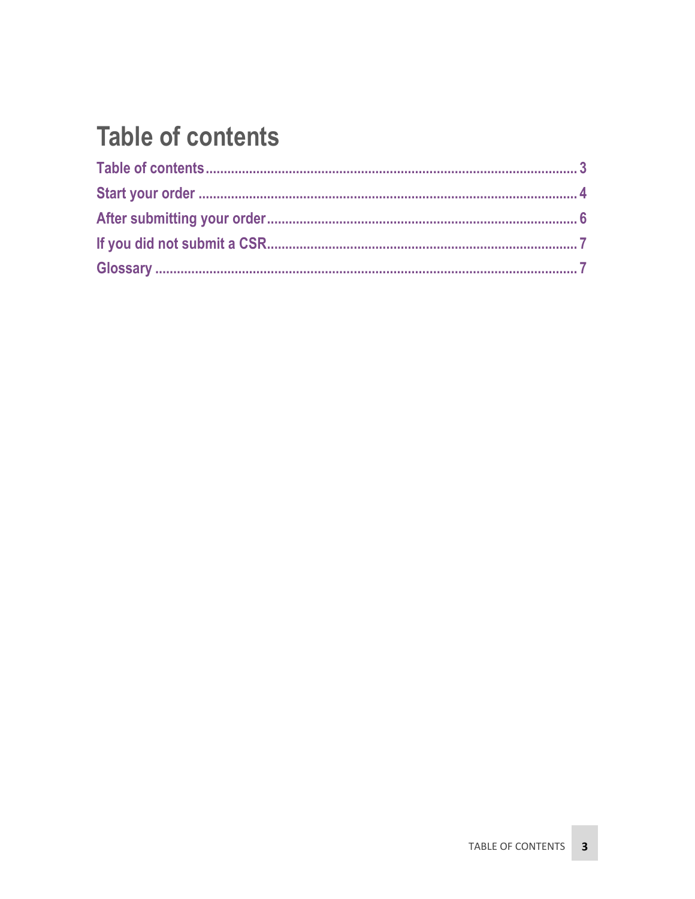# Table of contents

Table of contents........................................................................................................3
Start your order...........................................................................................................4
After submitting your order........................................................................................6
If you did not submit a CSR........................................................................................7
Glossary.......................................................................................................................7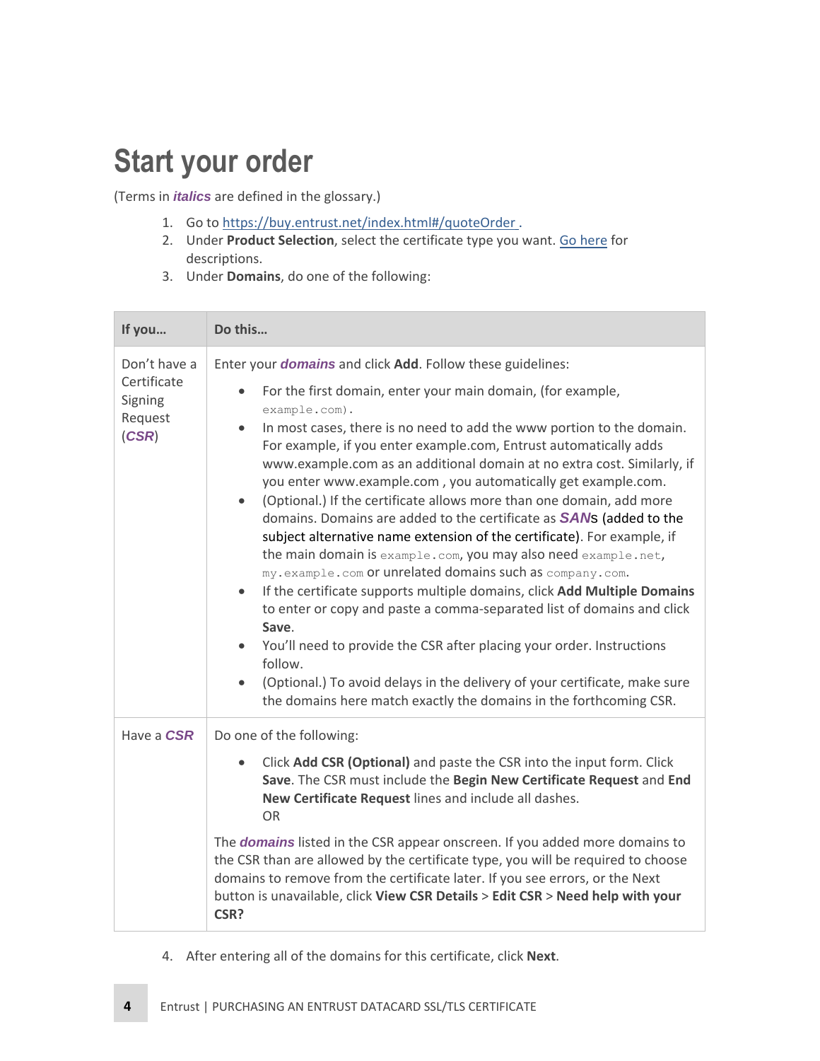# Start your order

(Terms in ***italics*** are defined in the glossary.)

1. Go to https://buy.entrust.net/index.html#/quoteOrder .
2. Under **Product Selection**, select the certificate type you want. Go here for descriptions.
3. Under **Domains**, do one of the following:

| If you… | Do this… |
|---|---|
| Don't have a Certificate Signing Request (***CSR***) | Enter your ***domains*** and click **Add**. Follow these guidelines:<br>• For the first domain, enter your main domain, (for example, `example.com`).<br>• In most cases, there is no need to add the www portion to the domain. For example, if you enter example.com, Entrust automatically adds www.example.com as an additional domain at no extra cost. Similarly, if you enter www.example.com , you automatically get example.com.<br>• (Optional.) If the certificate allows more than one domain, add more domains. Domains are added to the certificate as ***SAN***s (added to the subject alternative name extension of the certificate). For example, if the main domain is `example.com`, you may also need `example.net`, `my.example.com` or unrelated domains such as `company.com`.<br>• If the certificate supports multiple domains, click **Add Multiple Domains** to enter or copy and paste a comma-separated list of domains and click **Save**.<br>• You'll need to provide the CSR after placing your order. Instructions follow.<br>• (Optional.) To avoid delays in the delivery of your certificate, make sure the domains here match exactly the domains in the forthcoming CSR. |
| Have a ***CSR*** | Do one of the following:<br>• Click **Add CSR (Optional)** and paste the CSR into the input form. Click **Save**. The CSR must include the **Begin New Certificate Request** and **End New Certificate Request** lines and include all dashes.<br>OR<br>The ***domains*** listed in the CSR appear onscreen. If you added more domains to the CSR than are allowed by the certificate type, you will be required to choose domains to remove from the certificate later. If you see errors, or the Next button is unavailable, click **View CSR Details** > **Edit CSR** > **Need help with your CSR?** |

4. After entering all of the domains for this certificate, click **Next**.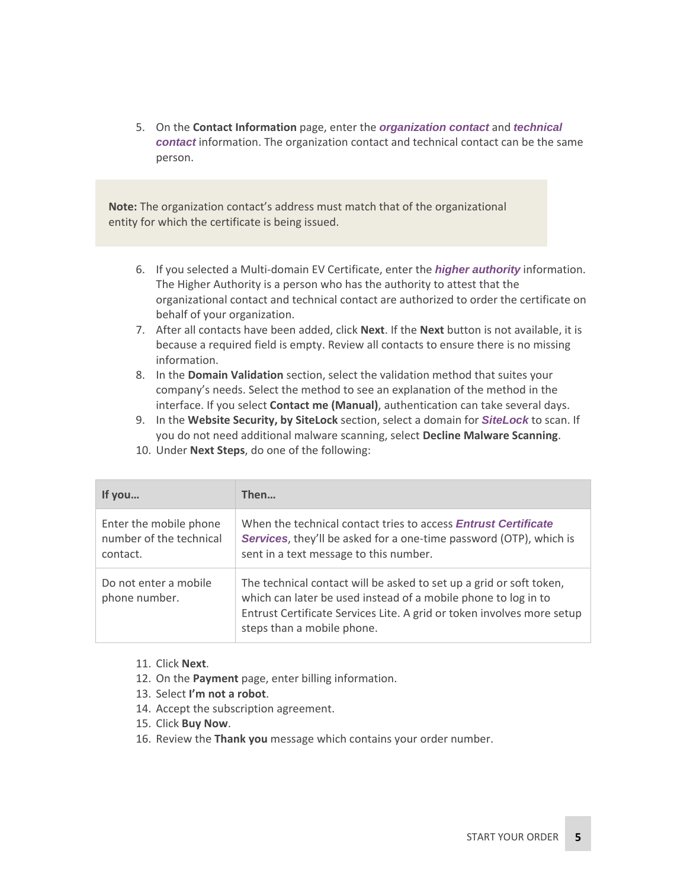5. On the **Contact Information** page, enter the ***organization contact*** and ***technical contact*** information. The organization contact and technical contact can be the same person.

> **Note:** The organization contact's address must match that of the organizational entity for which the certificate is being issued.

6. If you selected a Multi-domain EV Certificate, enter the ***higher authority*** information. The Higher Authority is a person who has the authority to attest that the organizational contact and technical contact are authorized to order the certificate on behalf of your organization.
7. After all contacts have been added, click **Next**. If the **Next** button is not available, it is because a required field is empty. Review all contacts to ensure there is no missing information.
8. In the **Domain Validation** section, select the validation method that suites your company's needs. Select the method to see an explanation of the method in the interface. If you select **Contact me (Manual)**, authentication can take several days.
9. In the **Website Security, by SiteLock** section, select a domain for ***SiteLock*** to scan. If you do not need additional malware scanning, select **Decline Malware Scanning**.
10. Under **Next Steps**, do one of the following:

| If you… | Then… |
| --- | --- |
| Enter the mobile phone number of the technical contact. | When the technical contact tries to access ***Entrust Certificate Services***, they'll be asked for a one-time password (OTP), which is sent in a text message to this number. |
| Do not enter a mobile phone number. | The technical contact will be asked to set up a grid or soft token, which can later be used instead of a mobile phone to log in to Entrust Certificate Services Lite. A grid or token involves more setup steps than a mobile phone. |

11. Click **Next**.
12. On the **Payment** page, enter billing information.
13. Select **I'm not a robot**.
14. Accept the subscription agreement.
15. Click **Buy Now**.
16. Review the **Thank you** message which contains your order number.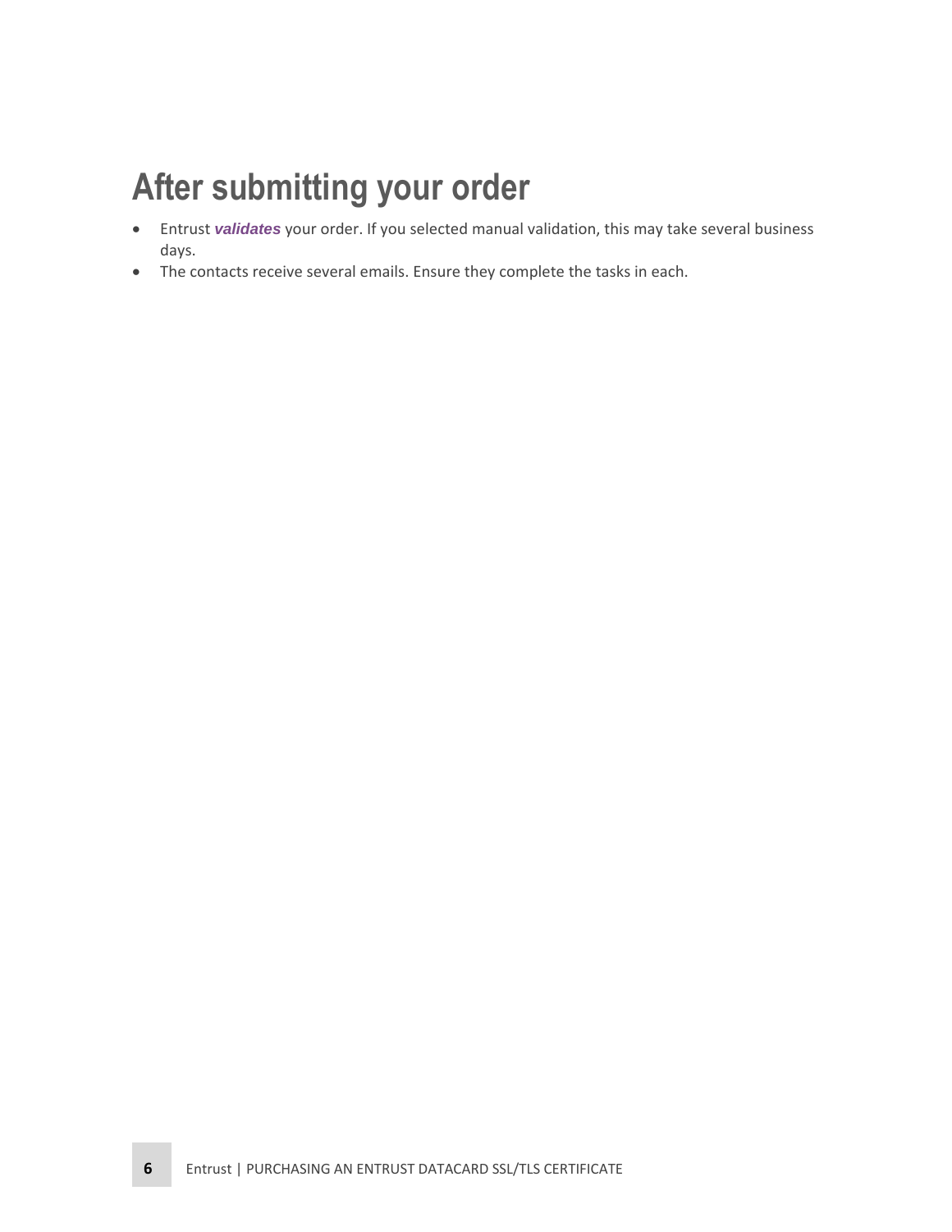# After submitting your order

- Entrust ***validates*** your order. If you selected manual validation, this may take several business days.
- The contacts receive several emails. Ensure they complete the tasks in each.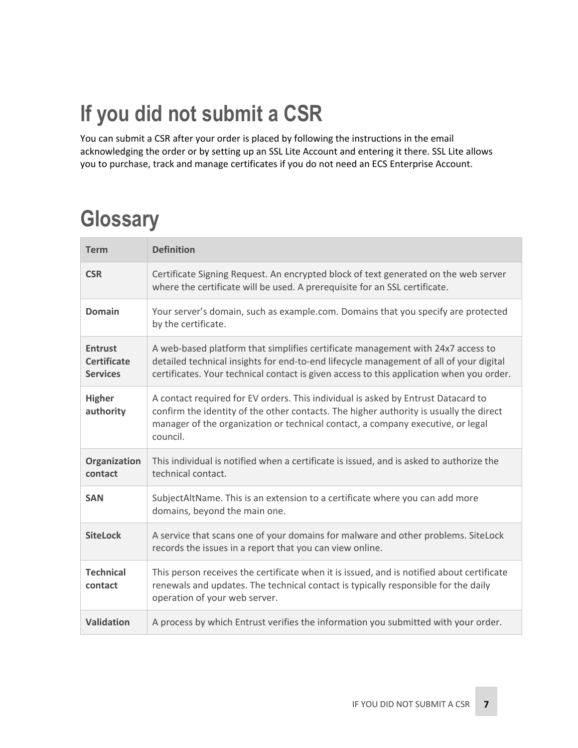# If you did not submit a CSR

You can submit a CSR after your order is placed by following the instructions in the email acknowledging the order or by setting up an SSL Lite Account and entering it there. SSL Lite allows you to purchase, track and manage certificates if you do not need an ECS Enterprise Account.

# Glossary

| Term | Definition |
|---|---|
| **CSR** | Certificate Signing Request. An encrypted block of text generated on the web server where the certificate will be used. A prerequisite for an SSL certificate. |
| **Domain** | Your server's domain, such as example.com. Domains that you specify are protected by the certificate. |
| **Entrust Certificate Services** | A web-based platform that simplifies certificate management with 24x7 access to detailed technical insights for end-to-end lifecycle management of all of your digital certificates. Your technical contact is given access to this application when you order. |
| **Higher authority** | A contact required for EV orders. This individual is asked by Entrust Datacard to confirm the identity of the other contacts. The higher authority is usually the direct manager of the organization or technical contact, a company executive, or legal council. |
| **Organization contact** | This individual is notified when a certificate is issued, and is asked to authorize the technical contact. |
| **SAN** | SubjectAltName. This is an extension to a certificate where you can add more domains, beyond the main one. |
| **SiteLock** | A service that scans one of your domains for malware and other problems. SiteLock records the issues in a report that you can view online. |
| **Technical contact** | This person receives the certificate when it is issued, and is notified about certificate renewals and updates. The technical contact is typically responsible for the daily operation of your web server. |
| **Validation** | A process by which Entrust verifies the information you submitted with your order. |